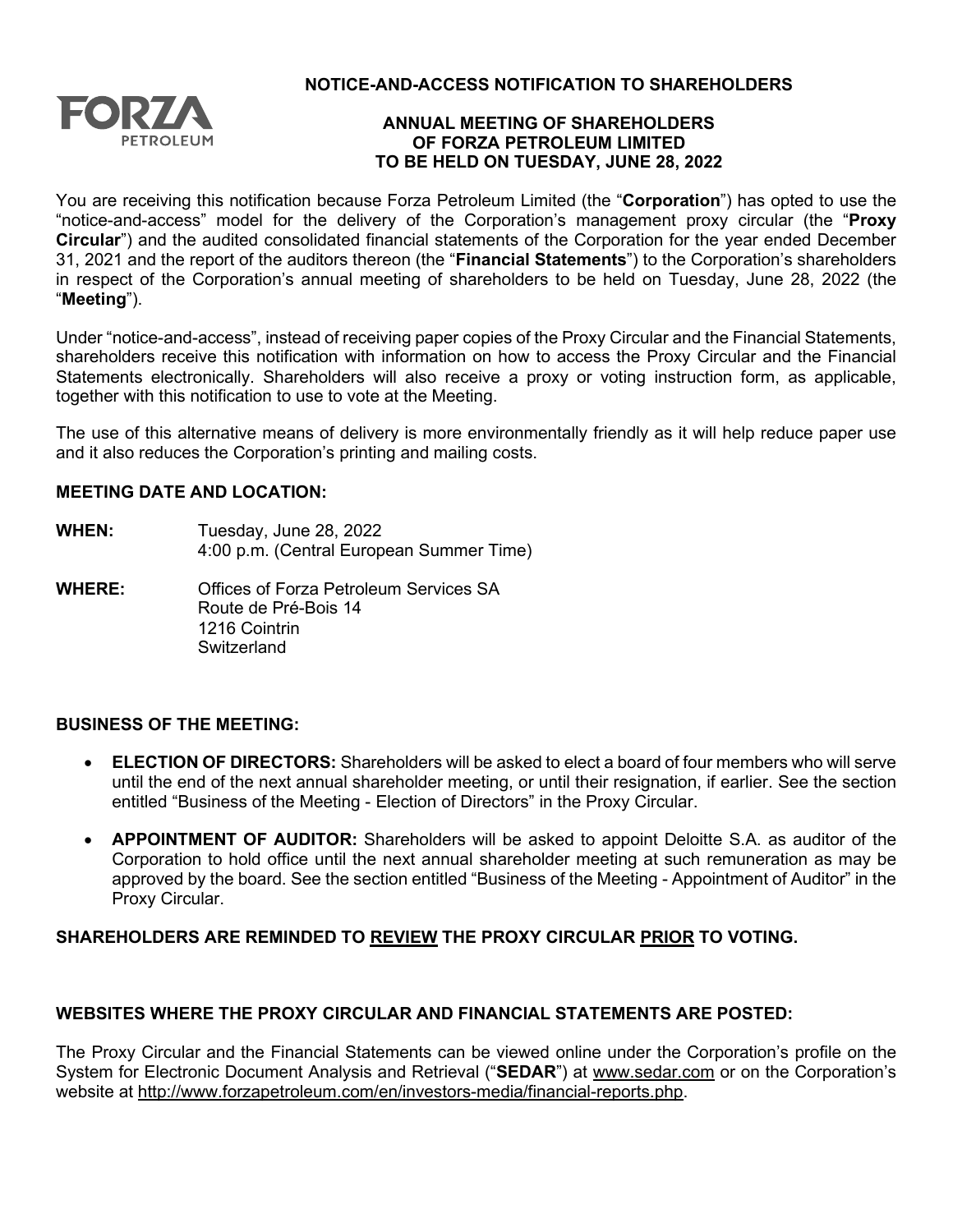FORZA PETROLEUM

# NOTICE-AND-ACCESS NOTIFICATION TO SHAREHOLDERS

## ANNUAL MEETING OF SHAREHOLDERS OF FORZA PETROLEUM LIMITED TO BE HELD ON TUESDAY, JUNE 28, 2022

You are receiving this notification because Forza Petroleum Limited (the "**Corporation**") has opted to use the "notice-and-access" model for the delivery of the Corporation's management proxy circular (the "**Proxy Circular**") and the audited consolidated financial statements of the Corporation for the year ended December 31, 2021 and the report of the auditors thereon (the "**Financial Statements**") to the Corporation's shareholders in respect of the Corporation's annual meeting of shareholders to be held on Tuesday, June 28, 2022 (the "**Meeting**").

Under "notice-and-access", instead of receiving paper copies of the Proxy Circular and the Financial Statements, shareholders receive this notification with information on how to access the Proxy Circular and the Financial Statements electronically. Shareholders will also receive a proxy or voting instruction form, as applicable, together with this notification to use to vote at the Meeting.

The use of this alternative means of delivery is more environmentally friendly as it will help reduce paper use and it also reduces the Corporation's printing and mailing costs.

### MEETING DATE AND LOCATION:

**WHEN:** Tuesday, June 28, 2022
4:00 p.m. (Central European Summer Time)

**WHERE:** Offices of Forza Petroleum Services SA
Route de Pré-Bois 14
1216 Cointrin
Switzerland

### BUSINESS OF THE MEETING:

- **ELECTION OF DIRECTORS:** Shareholders will be asked to elect a board of four members who will serve until the end of the next annual shareholder meeting, or until their resignation, if earlier. See the section entitled "Business of the Meeting - Election of Directors" in the Proxy Circular.
- **APPOINTMENT OF AUDITOR:** Shareholders will be asked to appoint Deloitte S.A. as auditor of the Corporation to hold office until the next annual shareholder meeting at such remuneration as may be approved by the board. See the section entitled "Business of the Meeting - Appointment of Auditor" in the Proxy Circular.

**SHAREHOLDERS ARE REMINDED TO REVIEW THE PROXY CIRCULAR PRIOR TO VOTING.**

### WEBSITES WHERE THE PROXY CIRCULAR AND FINANCIAL STATEMENTS ARE POSTED:

The Proxy Circular and the Financial Statements can be viewed online under the Corporation's profile on the System for Electronic Document Analysis and Retrieval ("**SEDAR**") at www.sedar.com or on the Corporation's website at http://www.forzapetroleum.com/en/investors-media/financial-reports.php.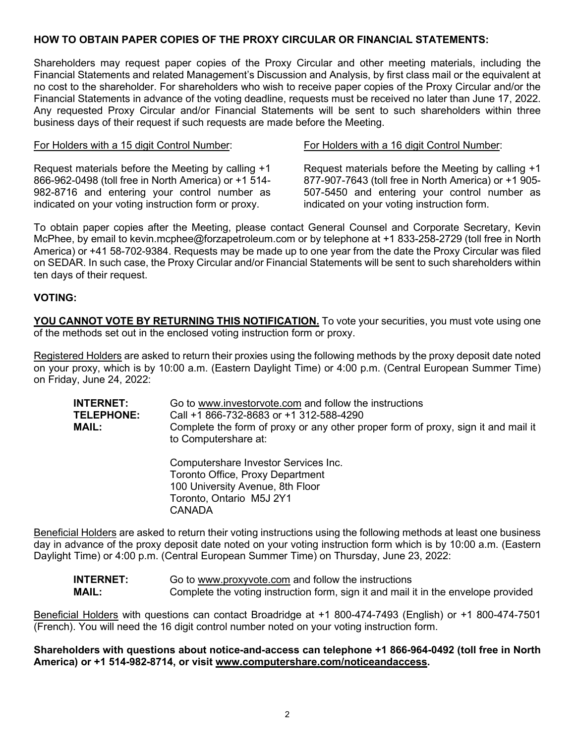**HOW TO OBTAIN PAPER COPIES OF THE PROXY CIRCULAR OR FINANCIAL STATEMENTS:**

Shareholders may request paper copies of the Proxy Circular and other meeting materials, including the Financial Statements and related Management's Discussion and Analysis, by first class mail or the equivalent at no cost to the shareholder. For shareholders who wish to receive paper copies of the Proxy Circular and/or the Financial Statements in advance of the voting deadline, requests must be received no later than June 17, 2022. Any requested Proxy Circular and/or Financial Statements will be sent to such shareholders within three business days of their request if such requests are made before the Meeting.

For Holders with a 15 digit Control Number:

Request materials before the Meeting by calling +1 866-962-0498 (toll free in North America) or +1 514-982-8716 and entering your control number as indicated on your voting instruction form or proxy.

For Holders with a 16 digit Control Number:

Request materials before the Meeting by calling +1 877-907-7643 (toll free in North America) or +1 905-507-5450 and entering your control number as indicated on your voting instruction form.

To obtain paper copies after the Meeting, please contact General Counsel and Corporate Secretary, Kevin McPhee, by email to kevin.mcphee@forzapetroleum.com or by telephone at +1 833-258-2729 (toll free in North America) or +41 58-702-9384. Requests may be made up to one year from the date the Proxy Circular was filed on SEDAR. In such case, the Proxy Circular and/or Financial Statements will be sent to such shareholders within ten days of their request.

**VOTING:**

**YOU CANNOT VOTE BY RETURNING THIS NOTIFICATION.** To vote your securities, you must vote using one of the methods set out in the enclosed voting instruction form or proxy.

Registered Holders are asked to return their proxies using the following methods by the proxy deposit date noted on your proxy, which is by 10:00 a.m. (Eastern Daylight Time) or 4:00 p.m. (Central European Summer Time) on Friday, June 24, 2022:

**INTERNET:** Go to www.investorvote.com and follow the instructions
**TELEPHONE:** Call +1 866-732-8683 or +1 312-588-4290
**MAIL:** Complete the form of proxy or any other proper form of proxy, sign it and mail it to Computershare at:

Computershare Investor Services Inc.
Toronto Office, Proxy Department
100 University Avenue, 8th Floor
Toronto, Ontario M5J 2Y1
CANADA

Beneficial Holders are asked to return their voting instructions using the following methods at least one business day in advance of the proxy deposit date noted on your voting instruction form which is by 10:00 a.m. (Eastern Daylight Time) or 4:00 p.m. (Central European Summer Time) on Thursday, June 23, 2022:

**INTERNET:** Go to www.proxyvote.com and follow the instructions
**MAIL:** Complete the voting instruction form, sign it and mail it in the envelope provided

Beneficial Holders with questions can contact Broadridge at +1 800-474-7493 (English) or +1 800-474-7501 (French). You will need the 16 digit control number noted on your voting instruction form.

**Shareholders with questions about notice-and-access can telephone +1 866-964-0492 (toll free in North America) or +1 514-982-8714, or visit www.computershare.com/noticeandaccess.**